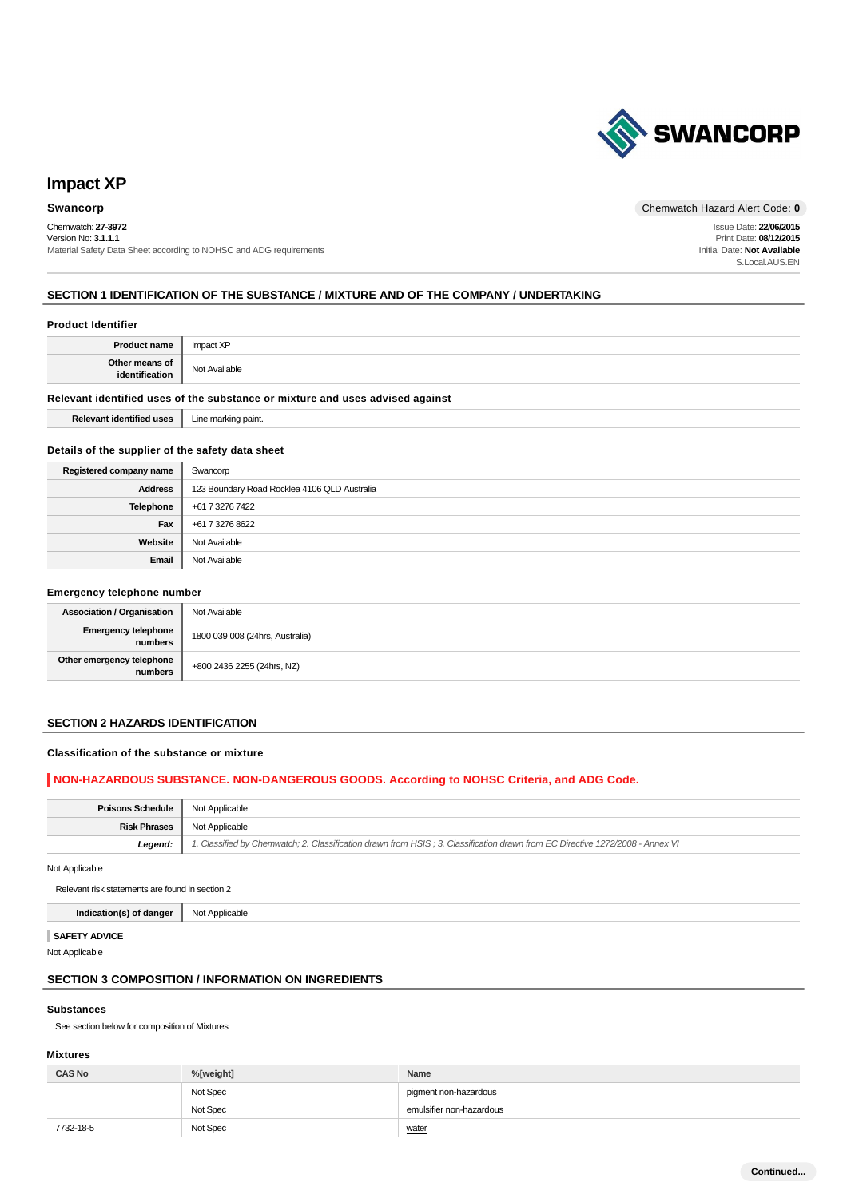SWANCORP

# Impact XP

**Swancorp**

Chemwatch: **27-3972**
Version No: **3.1.1.1**
Material Safety Data Sheet according to NOHSC and ADG requirements

Chemwatch Hazard Alert Code: **0**

Issue Date: **22/06/2015**
Print Date: **08/12/2015**
Initial Date: **Not Available**
S.Local.AUS.EN

## SECTION 1 IDENTIFICATION OF THE SUBSTANCE / MIXTURE AND OF THE COMPANY / UNDERTAKING

### Product Identifier

| | |
|---|---|
| **Product name** | Impact XP |
| **Other means of identification** | Not Available |

### Relevant identified uses of the substance or mixture and uses advised against

| | |
|---|---|
| **Relevant identified uses** | Line marking paint. |

### Details of the supplier of the safety data sheet

| | |
|---|---|
| **Registered company name** | Swancorp |
| **Address** | 123 Boundary Road Rocklea 4106 QLD Australia |
| **Telephone** | +61 7 3276 7422 |
| **Fax** | +61 7 3276 8622 |
| **Website** | Not Available |
| **Email** | Not Available |

### Emergency telephone number

| | |
|---|---|
| **Association / Organisation** | Not Available |
| **Emergency telephone numbers** | 1800 039 008 (24hrs, Australia) |
| **Other emergency telephone numbers** | +800 2436 2255 (24hrs, NZ) |

## SECTION 2 HAZARDS IDENTIFICATION

### Classification of the substance or mixture

**NON-HAZARDOUS SUBSTANCE. NON-DANGEROUS GOODS. According to NOHSC Criteria, and ADG Code.**

| | |
|---|---|
| **Poisons Schedule** | Not Applicable |
| **Risk Phrases** | Not Applicable |
| ***Legend:*** | *1. Classified by Chemwatch; 2. Classification drawn from HSIS ; 3. Classification drawn from EC Directive 1272/2008 - Annex VI* |

Not Applicable

Relevant risk statements are found in section 2

| | |
|---|---|
| **Indication(s) of danger** | Not Applicable |

**SAFETY ADVICE**

Not Applicable

## SECTION 3 COMPOSITION / INFORMATION ON INGREDIENTS

### Substances

See section below for composition of Mixtures

### Mixtures

| CAS No | %[weight] | Name |
|---|---|---|
| | Not Spec | pigment non-hazardous |
| | Not Spec | emulsifier non-hazardous |
| 7732-18-5 | Not Spec | water |

Continued...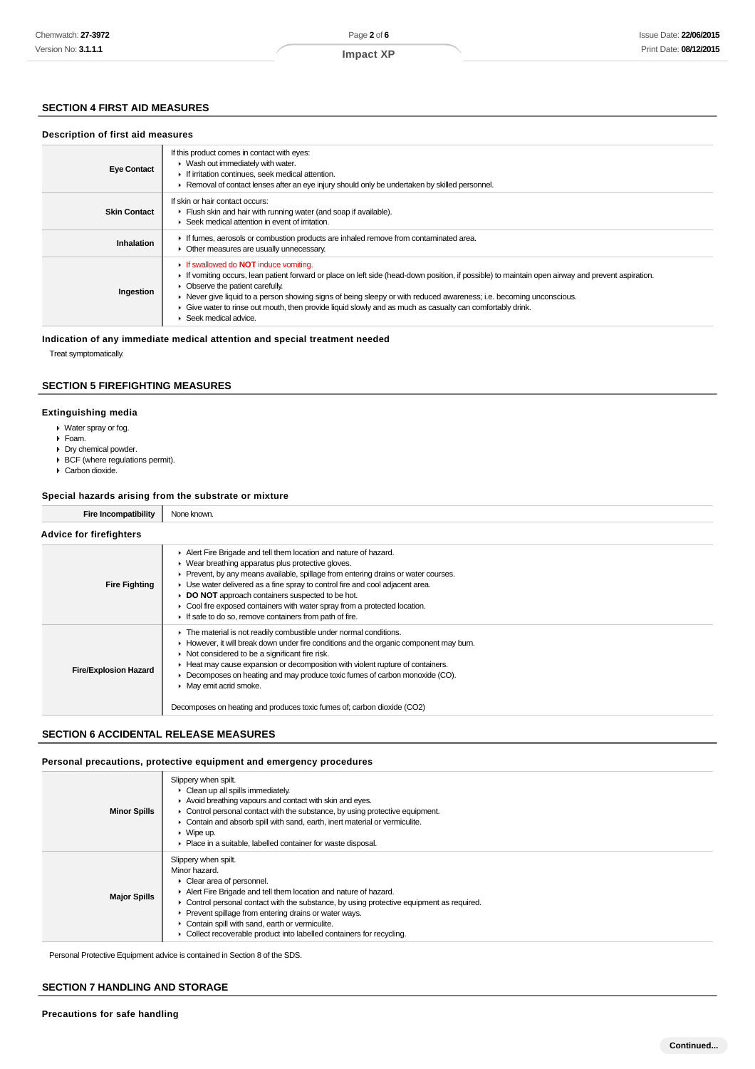## SECTION 4 FIRST AID MEASURES

### Description of first aid measures

| | |
|---|---|
| **Eye Contact** | If this product comes in contact with eyes:<br>▸ Wash out immediately with water.<br>▸ If irritation continues, seek medical attention.<br>▸ Removal of contact lenses after an eye injury should only be undertaken by skilled personnel. |
| **Skin Contact** | If skin or hair contact occurs:<br>▸ Flush skin and hair with running water (and soap if available).<br>▸ Seek medical attention in event of irritation. |
| **Inhalation** | ▸ If fumes, aerosols or combustion products are inhaled remove from contaminated area.<br>▸ Other measures are usually unnecessary. |
| **Ingestion** | ▸ If swallowed do **NOT** induce vomiting.<br>▸ If vomiting occurs, lean patient forward or place on left side (head-down position, if possible) to maintain open airway and prevent aspiration.<br>▸ Observe the patient carefully.<br>▸ Never give liquid to a person showing signs of being sleepy or with reduced awareness; i.e. becoming unconscious.<br>▸ Give water to rinse out mouth, then provide liquid slowly and as much as casualty can comfortably drink.<br>▸ Seek medical advice. |

### Indication of any immediate medical attention and special treatment needed

Treat symptomatically.

## SECTION 5 FIREFIGHTING MEASURES

### Extinguishing media

- Water spray or fog.
- Foam.
- Dry chemical powder.
- BCF (where regulations permit).
- Carbon dioxide.

### Special hazards arising from the substrate or mixture

| | |
|---|---|
| **Fire Incompatibility** | None known. |

### Advice for firefighters

| | |
|---|---|
| **Fire Fighting** | ▸ Alert Fire Brigade and tell them location and nature of hazard.<br>▸ Wear breathing apparatus plus protective gloves.<br>▸ Prevent, by any means available, spillage from entering drains or water courses.<br>▸ Use water delivered as a fine spray to control fire and cool adjacent area.<br>▸ **DO NOT** approach containers suspected to be hot.<br>▸ Cool fire exposed containers with water spray from a protected location.<br>▸ If safe to do so, remove containers from path of fire. |
| **Fire/Explosion Hazard** | ▸ The material is not readily combustible under normal conditions.<br>▸ However, it will break down under fire conditions and the organic component may burn.<br>▸ Not considered to be a significant fire risk.<br>▸ Heat may cause expansion or decomposition with violent rupture of containers.<br>▸ Decomposes on heating and may produce toxic fumes of carbon monoxide (CO).<br>▸ May emit acrid smoke.<br><br>Decomposes on heating and produces toxic fumes of; carbon dioxide ($CO_2$) |

## SECTION 6 ACCIDENTAL RELEASE MEASURES

### Personal precautions, protective equipment and emergency procedures

| | |
|---|---|
| **Minor Spills** | Slippery when spilt.<br>▸ Clean up all spills immediately.<br>▸ Avoid breathing vapours and contact with skin and eyes.<br>▸ Control personal contact with the substance, by using protective equipment.<br>▸ Contain and absorb spill with sand, earth, inert material or vermiculite.<br>▸ Wipe up.<br>▸ Place in a suitable, labelled container for waste disposal. |
| **Major Spills** | Slippery when spilt.<br>Minor hazard.<br>▸ Clear area of personnel.<br>▸ Alert Fire Brigade and tell them location and nature of hazard.<br>▸ Control personal contact with the substance, by using protective equipment as required.<br>▸ Prevent spillage from entering drains or water ways.<br>▸ Contain spill with sand, earth or vermiculite.<br>▸ Collect recoverable product into labelled containers for recycling. |

Personal Protective Equipment advice is contained in Section 8 of the SDS.

## SECTION 7 HANDLING AND STORAGE

### Precautions for safe handling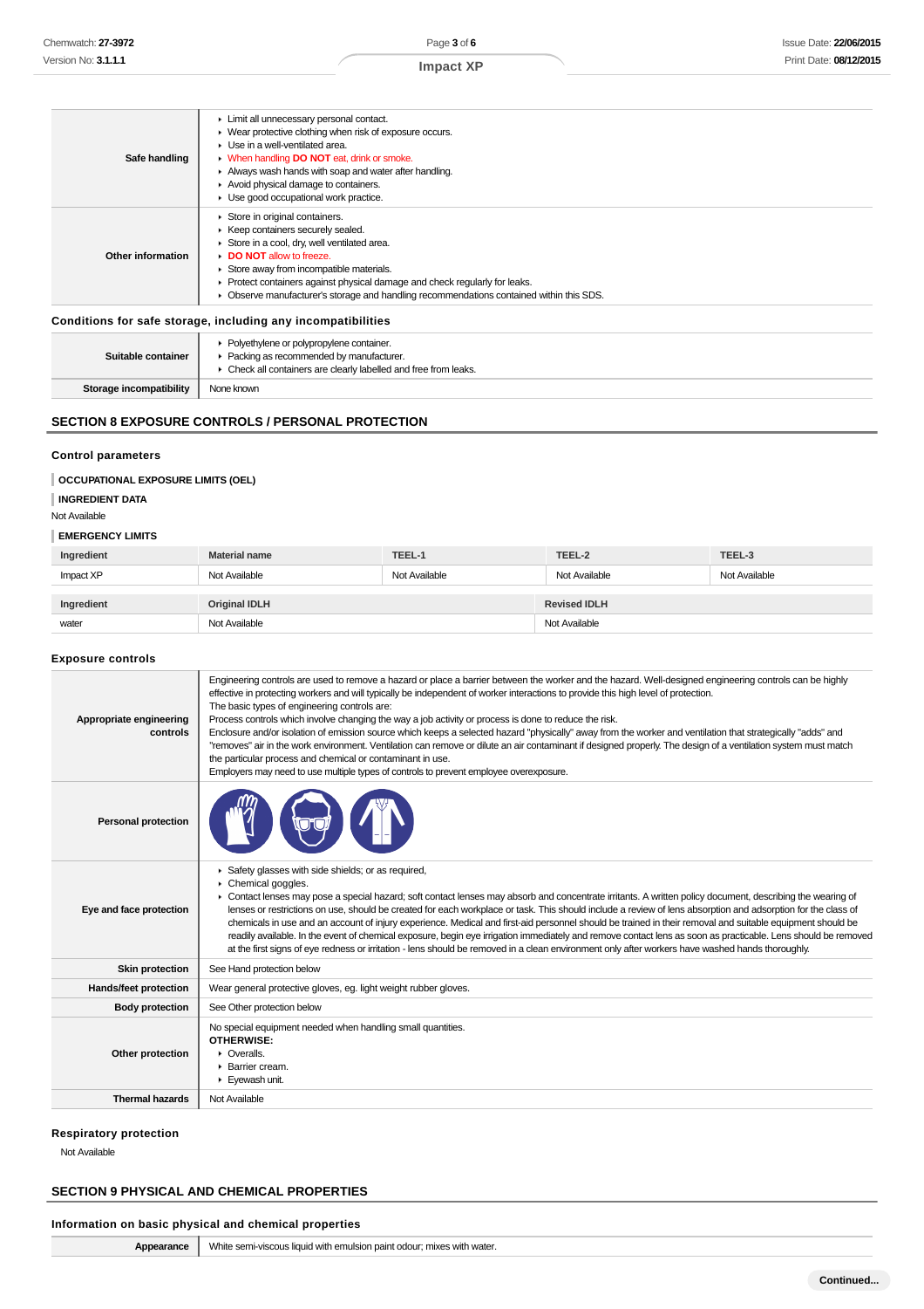| | |
|---|---|
| **Safe handling** | ▸ Limit all unnecessary personal contact.<br>▸ Wear protective clothing when risk of exposure occurs.<br>▸ Use in a well-ventilated area.<br>▸ When handling **DO NOT** eat, drink or smoke.<br>▸ Always wash hands with soap and water after handling.<br>▸ Avoid physical damage to containers.<br>▸ Use good occupational work practice. |
| **Other information** | ▸ Store in original containers.<br>▸ Keep containers securely sealed.<br>▸ Store in a cool, dry, well ventilated area.<br>▸ **DO NOT** allow to freeze.<br>▸ Store away from incompatible materials.<br>▸ Protect containers against physical damage and check regularly for leaks.<br>▸ Observe manufacturer's storage and handling recommendations contained within this SDS. |

### Conditions for safe storage, including any incompatibilities

| | |
|---|---|
| **Suitable container** | ▸ Polyethylene or polypropylene container.<br>▸ Packing as recommended by manufacturer.<br>▸ Check all containers are clearly labelled and free from leaks. |
| **Storage incompatibility** | None known |

## SECTION 8 EXPOSURE CONTROLS / PERSONAL PROTECTION

### Control parameters

**OCCUPATIONAL EXPOSURE LIMITS (OEL)**

**INGREDIENT DATA**

Not Available

**EMERGENCY LIMITS**

| Ingredient | Material name | TEEL-1 | TEEL-2 | TEEL-3 |
|---|---|---|---|---|
| Impact XP | Not Available | Not Available | Not Available | Not Available |

| Ingredient | Original IDLH | Revised IDLH |
|---|---|---|
| water | Not Available | Not Available |

### Exposure controls

| | |
|---|---|
| **Appropriate engineering controls** | Engineering controls are used to remove a hazard or place a barrier between the worker and the hazard. Well-designed engineering controls can be highly effective in protecting workers and will typically be independent of worker interactions to provide this high level of protection.<br>The basic types of engineering controls are:<br>Process controls which involve changing the way a job activity or process is done to reduce the risk.<br>Enclosure and/or isolation of emission source which keeps a selected hazard "physically" away from the worker and ventilation that strategically "adds" and "removes" air in the work environment. Ventilation can remove or dilute an air contaminant if designed properly. The design of a ventilation system must match the particular process and chemical or contaminant in use.<br>Employers may need to use multiple types of controls to prevent employee overexposure. |
| **Personal protection** | |
| **Eye and face protection** | ▸ Safety glasses with side shields; or as required,<br>▸ Chemical goggles.<br>▸ Contact lenses may pose a special hazard; soft contact lenses may absorb and concentrate irritants. A written policy document, describing the wearing of lenses or restrictions on use, should be created for each workplace or task. This should include a review of lens absorption and adsorption for the class of chemicals in use and an account of injury experience. Medical and first-aid personnel should be trained in their removal and suitable equipment should be readily available. In the event of chemical exposure, begin eye irrigation immediately and remove contact lens as soon as practicable. Lens should be removed at the first signs of eye redness or irritation - lens should be removed in a clean environment only after workers have washed hands thoroughly. |
| **Skin protection** | See Hand protection below |
| **Hands/feet protection** | Wear general protective gloves, eg. light weight rubber gloves. |
| **Body protection** | See Other protection below |
| **Other protection** | No special equipment needed when handling small quantities.<br>**OTHERWISE:**<br>▸ Overalls.<br>▸ Barrier cream.<br>▸ Eyewash unit. |
| **Thermal hazards** | Not Available |

### Respiratory protection

Not Available

## SECTION 9 PHYSICAL AND CHEMICAL PROPERTIES

### Information on basic physical and chemical properties

| | |
|---|---|
| **Appearance** | White semi-viscous liquid with emulsion paint odour; mixes with water. |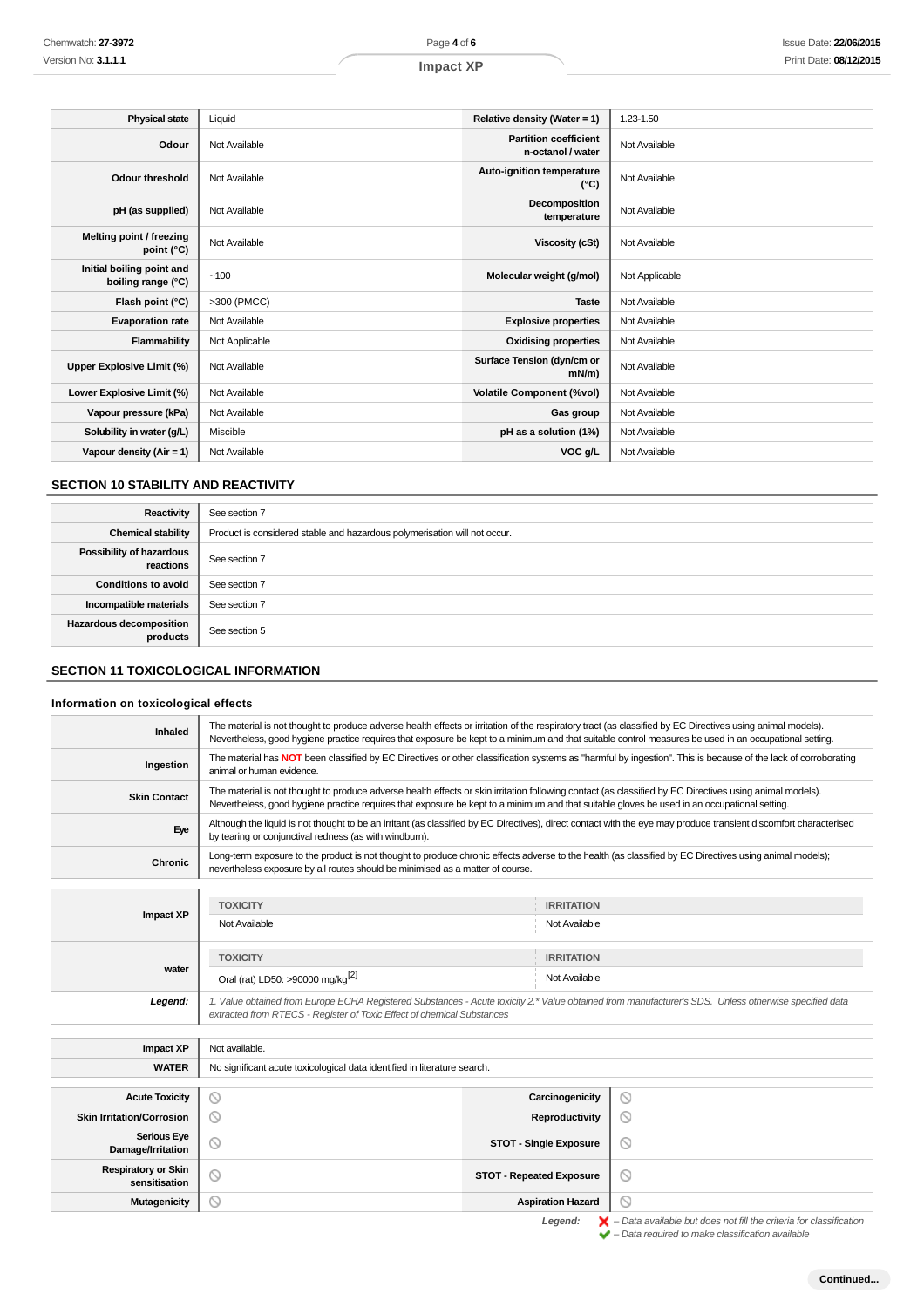| Physical state | Liquid | Relative density (Water = 1) | 1.23-1.50 |
|---|---|---|---|
| Odour | Not Available | Partition coefficient n-octanol / water | Not Available |
| Odour threshold | Not Available | Auto-ignition temperature (°C) | Not Available |
| pH (as supplied) | Not Available | Decomposition temperature | Not Available |
| Melting point / freezing point (°C) | Not Available | Viscosity (cSt) | Not Available |
| Initial boiling point and boiling range (°C) | ~100 | Molecular weight (g/mol) | Not Applicable |
| Flash point (°C) | >300 (PMCC) | Taste | Not Available |
| Evaporation rate | Not Available | Explosive properties | Not Available |
| Flammability | Not Applicable | Oxidising properties | Not Available |
| Upper Explosive Limit (%) | Not Available | Surface Tension (dyn/cm or mN/m) | Not Available |
| Lower Explosive Limit (%) | Not Available | Volatile Component (%vol) | Not Available |
| Vapour pressure (kPa) | Not Available | Gas group | Not Available |
| Solubility in water (g/L) | Miscible | pH as a solution (1%) | Not Available |
| Vapour density (Air = 1) | Not Available | VOC g/L | Not Available |

## SECTION 10 STABILITY AND REACTIVITY

| Reactivity | See section 7 |
|---|---|
| Chemical stability | Product is considered stable and hazardous polymerisation will not occur. |
| Possibility of hazardous reactions | See section 7 |
| Conditions to avoid | See section 7 |
| Incompatible materials | See section 7 |
| Hazardous decomposition products | See section 5 |

## SECTION 11 TOXICOLOGICAL INFORMATION

### Information on toxicological effects

| Inhaled | The material is not thought to produce adverse health effects or irritation of the respiratory tract (as classified by EC Directives using animal models). Nevertheless, good hygiene practice requires that exposure be kept to a minimum and that suitable control measures be used in an occupational setting. |
|---|---|
| Ingestion | The material has **NOT** been classified by EC Directives or other classification systems as "harmful by ingestion". This is because of the lack of corroborating animal or human evidence. |
| Skin Contact | The material is not thought to produce adverse health effects or skin irritation following contact (as classified by EC Directives using animal models). Nevertheless, good hygiene practice requires that exposure be kept to a minimum and that suitable gloves be used in an occupational setting. |
| Eye | Although the liquid is not thought to be an irritant (as classified by EC Directives), direct contact with the eye may produce transient discomfort characterised by tearing or conjunctival redness (as with windburn). |
| Chronic | Long-term exposure to the product is not thought to produce chronic effects adverse to the health (as classified by EC Directives using animal models); nevertheless exposure by all routes should be minimised as a matter of course. |

| | TOXICITY | IRRITATION |
|---|---|---|
| Impact XP | Not Available | Not Available |
| water | Oral (rat) LD50: >90000 mg/kg[2] | Not Available |
| ***Legend:*** | *1. Value obtained from Europe ECHA Registered Substances - Acute toxicity 2.\* Value obtained from manufacturer's SDS. Unless otherwise specified data extracted from RTECS - Register of Toxic Effect of chemical Substances* | |

| Impact XP | Not available. |
|---|---|
| WATER | No significant acute toxicological data identified in literature search. |

| Acute Toxicity | ⊘ | Carcinogenicity | ⊘ |
|---|---|---|---|
| Skin Irritation/Corrosion | ⊘ | Reproductivity | ⊘ |
| Serious Eye Damage/Irritation | ⊘ | STOT - Single Exposure | ⊘ |
| Respiratory or Skin sensitisation | ⊘ | STOT - Repeated Exposure | ⊘ |
| Mutagenicity | ⊘ | Aspiration Hazard | ⊘ |

***Legend:*** ❌ *– Data available but does not fill the criteria for classification*
✔ *– Data required to make classification available*

**Continued...**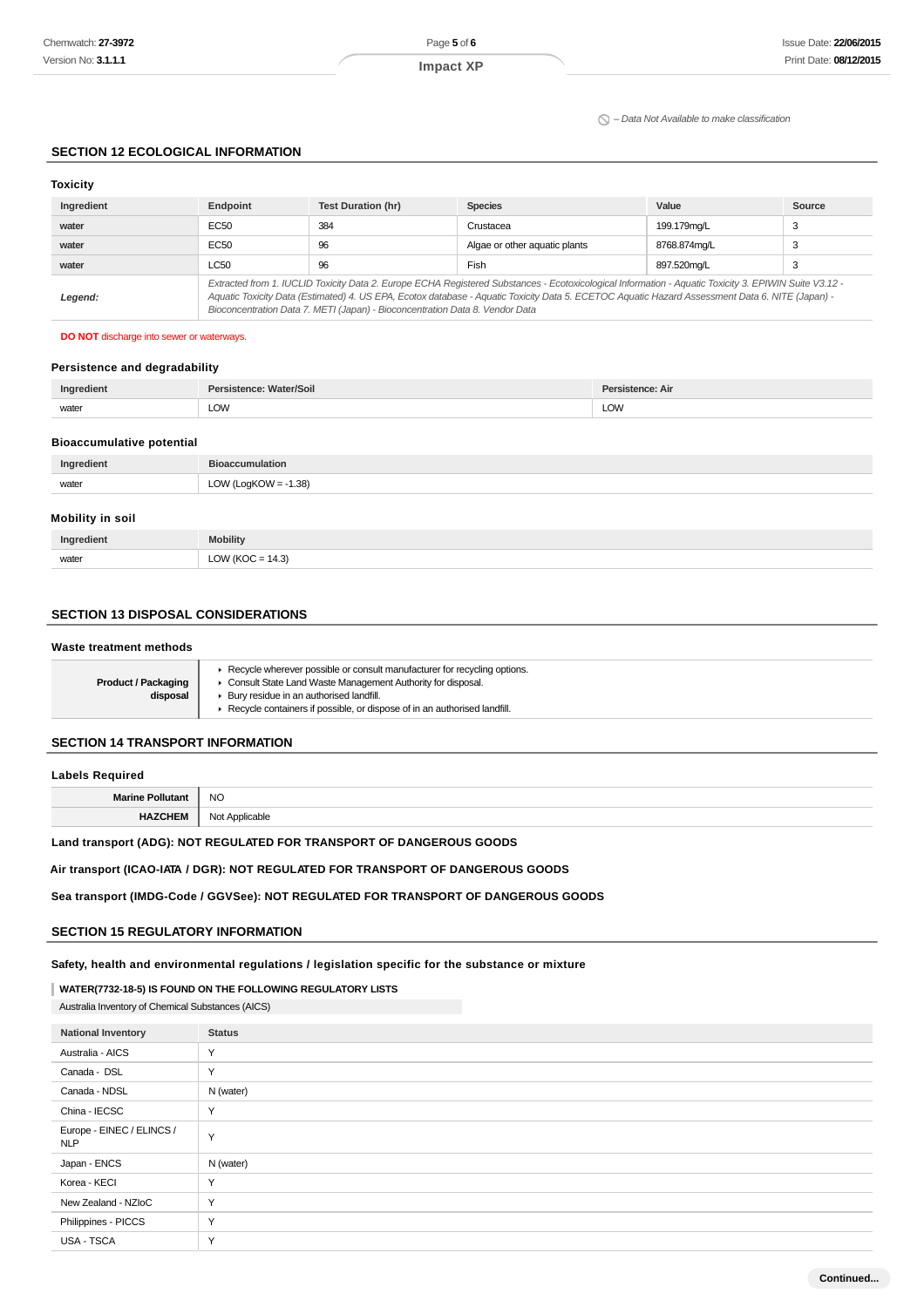⦸ – Data Not Available to make classification

## SECTION 12 ECOLOGICAL INFORMATION

### Toxicity

| Ingredient | Endpoint | Test Duration (hr) | Species | Value | Source |
|---|---|---|---|---|---|
| water | EC50 | 384 | Crustacea | 199.179mg/L | 3 |
| water | EC50 | 96 | Algae or other aquatic plants | 8768.874mg/L | 3 |
| water | LC50 | 96 | Fish | 897.520mg/L | 3 |
| *Legend:* | *Extracted from 1. IUCLID Toxicity Data 2. Europe ECHA Registered Substances - Ecotoxicological Information - Aquatic Toxicity 3. EPIWIN Suite V3.12 - Aquatic Toxicity Data (Estimated) 4. US EPA, Ecotox database - Aquatic Toxicity Data 5. ECETOC Aquatic Hazard Assessment Data 6. NITE (Japan) - Bioconcentration Data 7. METI (Japan) - Bioconcentration Data 8. Vendor Data* | | | | |

**DO NOT** discharge into sewer or waterways.

### Persistence and degradability

| Ingredient | Persistence: Water/Soil | Persistence: Air |
|---|---|---|
| water | LOW | LOW |

### Bioaccumulative potential

| Ingredient | Bioaccumulation |
|---|---|
| water | LOW (LogKOW = -1.38) |

### Mobility in soil

| Ingredient | Mobility |
|---|---|
| water | LOW (KOC = 14.3) |

## SECTION 13 DISPOSAL CONSIDERATIONS

### Waste treatment methods

| | |
|---|---|
| **Product / Packaging disposal** | ▸ Recycle wherever possible or consult manufacturer for recycling options.<br>▸ Consult State Land Waste Management Authority for disposal.<br>▸ Bury residue in an authorised landfill.<br>▸ Recycle containers if possible, or dispose of in an authorised landfill. |

## SECTION 14 TRANSPORT INFORMATION

### Labels Required

| | |
|---|---|
| **Marine Pollutant** | NO |
| **HAZCHEM** | Not Applicable |

**Land transport (ADG): NOT REGULATED FOR TRANSPORT OF DANGEROUS GOODS**

**Air transport (ICAO-IATA / DGR): NOT REGULATED FOR TRANSPORT OF DANGEROUS GOODS**

**Sea transport (IMDG-Code / GGVSee): NOT REGULATED FOR TRANSPORT OF DANGEROUS GOODS**

## SECTION 15 REGULATORY INFORMATION

### Safety, health and environmental regulations / legislation specific for the substance or mixture

**WATER(7732-18-5) IS FOUND ON THE FOLLOWING REGULATORY LISTS**

Australia Inventory of Chemical Substances (AICS)

| National Inventory | Status |
|---|---|
| Australia - AICS | Y |
| Canada - DSL | Y |
| Canada - NDSL | N (water) |
| China - IECSC | Y |
| Europe - EINEC / ELINCS / NLP | Y |
| Japan - ENCS | N (water) |
| Korea - KECI | Y |
| New Zealand - NZIoC | Y |
| Philippines - PICCS | Y |
| USA - TSCA | Y |

Continued...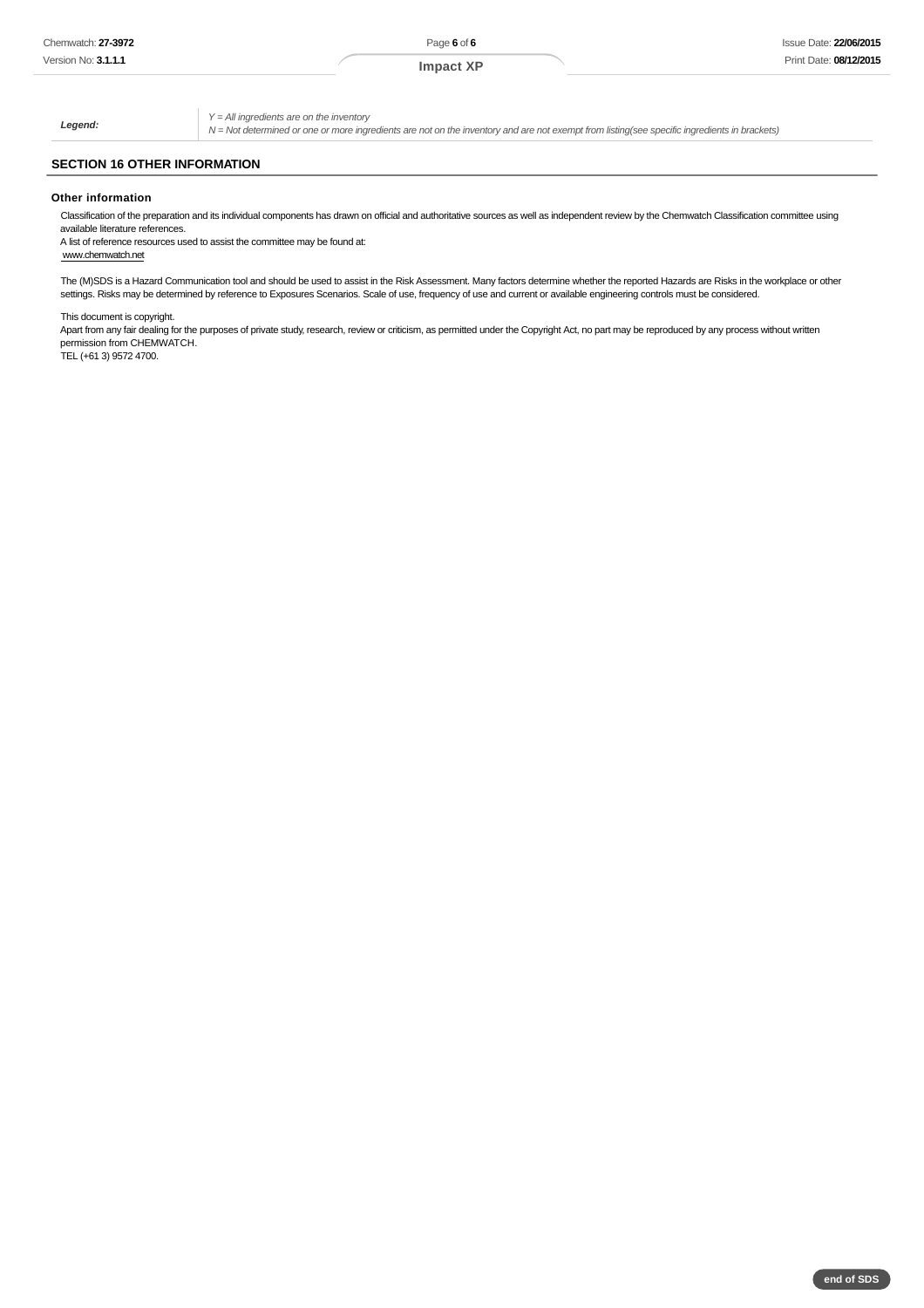| | |
|---|---|
| **Legend:** | *Y = All ingredients are on the inventory*<br>*N = Not determined or one or more ingredients are not on the inventory and are not exempt from listing(see specific ingredients in brackets)* |

## SECTION 16 OTHER INFORMATION

### Other information

Classification of the preparation and its individual components has drawn on official and authoritative sources as well as independent review by the Chemwatch Classification committee using available literature references.
A list of reference resources used to assist the committee may be found at:
www.chemwatch.net

The (M)SDS is a Hazard Communication tool and should be used to assist in the Risk Assessment. Many factors determine whether the reported Hazards are Risks in the workplace or other settings. Risks may be determined by reference to Exposures Scenarios. Scale of use, frequency of use and current or available engineering controls must be considered.

This document is copyright.
Apart from any fair dealing for the purposes of private study, research, review or criticism, as permitted under the Copyright Act, no part may be reproduced by any process without written permission from CHEMWATCH.
TEL (+61 3) 9572 4700.

end of SDS